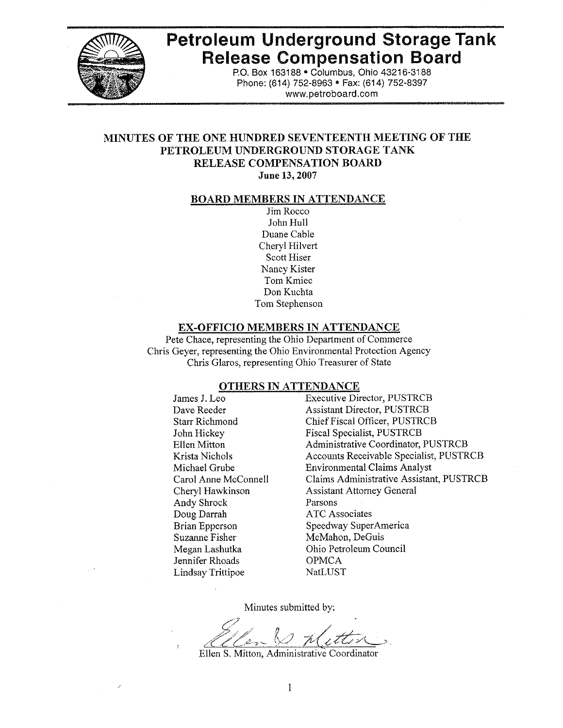# Petroleum Underground Storage Tank Release Compensation Board

P.O. Box 163188 • Columbus, Ohio 43216-3188
Phone: (614) 752-8963 • Fax: (614) 752-8397
www.petroboard.com

## MINUTES OF THE ONE HUNDRED SEVENTEENTH MEETING OF THE PETROLEUM UNDERGROUND STORAGE TANK RELEASE COMPENSATION BOARD

**June 13, 2007**

### BOARD MEMBERS IN ATTENDANCE

Jim Rocco
John Hull
Duane Cable
Cheryl Hilvert
Scott Hiser
Nancy Kister
Tom Kmiec
Don Kuchta
Tom Stephenson

### EX-OFFICIO MEMBERS IN ATTENDANCE

Pete Chace, representing the Ohio Department of Commerce
Chris Geyer, representing the Ohio Environmental Protection Agency
Chris Glaros, representing Ohio Treasurer of State

### OTHERS IN ATTENDANCE

| | |
|---|---|
| James J. Leo | Executive Director, PUSTRCB |
| Dave Reeder | Assistant Director, PUSTRCB |
| Starr Richmond | Chief Fiscal Officer, PUSTRCB |
| John Hickey | Fiscal Specialist, PUSTRCB |
| Ellen Mitton | Administrative Coordinator, PUSTRCB |
| Krista Nichols | Accounts Receivable Specialist, PUSTRCB |
| Michael Grube | Environmental Claims Analyst |
| Carol Anne McConnell | Claims Administrative Assistant, PUSTRCB |
| Cheryl Hawkinson | Assistant Attorney General |
| Andy Shrock | Parsons |
| Doug Darrah | ATC Associates |
| Brian Epperson | Speedway SuperAmerica |
| Suzanne Fisher | McMahon, DeGuis |
| Megan Lashutka | Ohio Petroleum Council |
| Jennifer Rhoads | OPMCA |
| Lindsay Trittipoe | NatLUST |

Minutes submitted by:

Ellen S. Mitton, Administrative Coordinator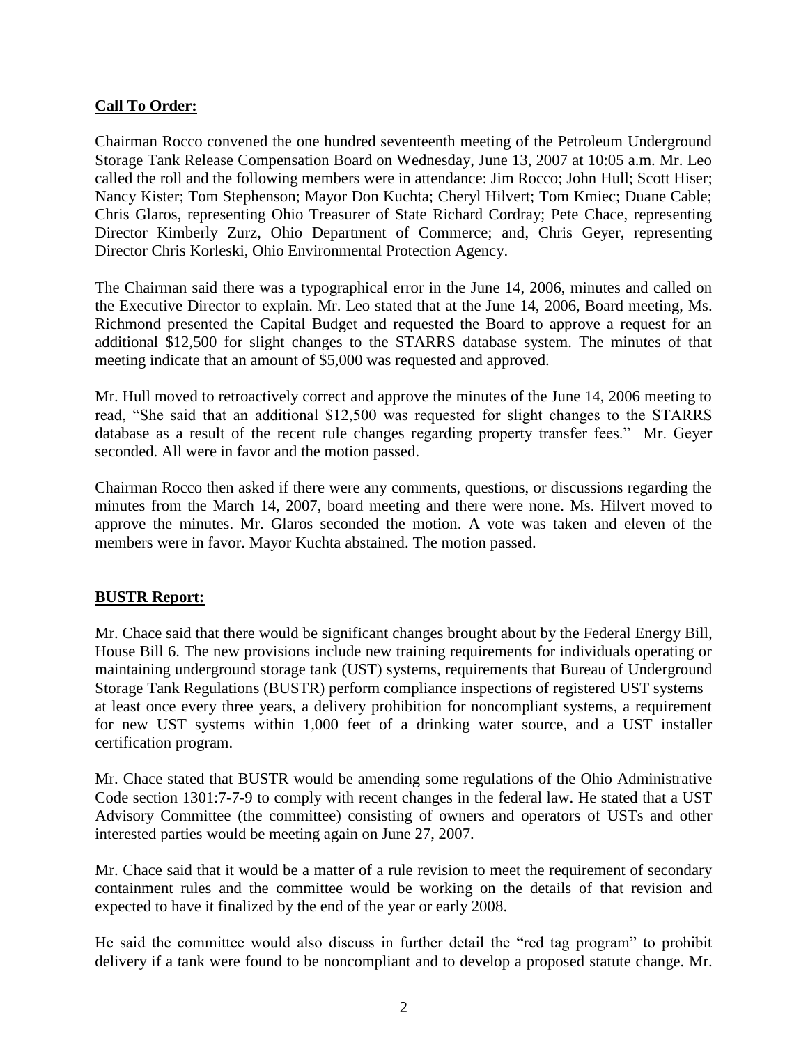**Call To Order:**

Chairman Rocco convened the one hundred seventeenth meeting of the Petroleum Underground Storage Tank Release Compensation Board on Wednesday, June 13, 2007 at 10:05 a.m. Mr. Leo called the roll and the following members were in attendance: Jim Rocco; John Hull; Scott Hiser; Nancy Kister; Tom Stephenson; Mayor Don Kuchta; Cheryl Hilvert; Tom Kmiec; Duane Cable; Chris Glaros, representing Ohio Treasurer of State Richard Cordray; Pete Chace, representing Director Kimberly Zurz, Ohio Department of Commerce; and, Chris Geyer, representing Director Chris Korleski, Ohio Environmental Protection Agency.

The Chairman said there was a typographical error in the June 14, 2006, minutes and called on the Executive Director to explain. Mr. Leo stated that at the June 14, 2006, Board meeting, Ms. Richmond presented the Capital Budget and requested the Board to approve a request for an additional $12,500 for slight changes to the STARRS database system. The minutes of that meeting indicate that an amount of $5,000 was requested and approved.

Mr. Hull moved to retroactively correct and approve the minutes of the June 14, 2006 meeting to read, "She said that an additional $12,500 was requested for slight changes to the STARRS database as a result of the recent rule changes regarding property transfer fees." Mr. Geyer seconded. All were in favor and the motion passed.

Chairman Rocco then asked if there were any comments, questions, or discussions regarding the minutes from the March 14, 2007, board meeting and there were none. Ms. Hilvert moved to approve the minutes. Mr. Glaros seconded the motion. A vote was taken and eleven of the members were in favor. Mayor Kuchta abstained. The motion passed.

**BUSTR Report:**

Mr. Chace said that there would be significant changes brought about by the Federal Energy Bill, House Bill 6. The new provisions include new training requirements for individuals operating or maintaining underground storage tank (UST) systems, requirements that Bureau of Underground Storage Tank Regulations (BUSTR) perform compliance inspections of registered UST systems at least once every three years, a delivery prohibition for noncompliant systems, a requirement for new UST systems within 1,000 feet of a drinking water source, and a UST installer certification program.

Mr. Chace stated that BUSTR would be amending some regulations of the Ohio Administrative Code section 1301:7-7-9 to comply with recent changes in the federal law. He stated that a UST Advisory Committee (the committee) consisting of owners and operators of USTs and other interested parties would be meeting again on June 27, 2007.

Mr. Chace said that it would be a matter of a rule revision to meet the requirement of secondary containment rules and the committee would be working on the details of that revision and expected to have it finalized by the end of the year or early 2008.

He said the committee would also discuss in further detail the "red tag program" to prohibit delivery if a tank were found to be noncompliant and to develop a proposed statute change. Mr.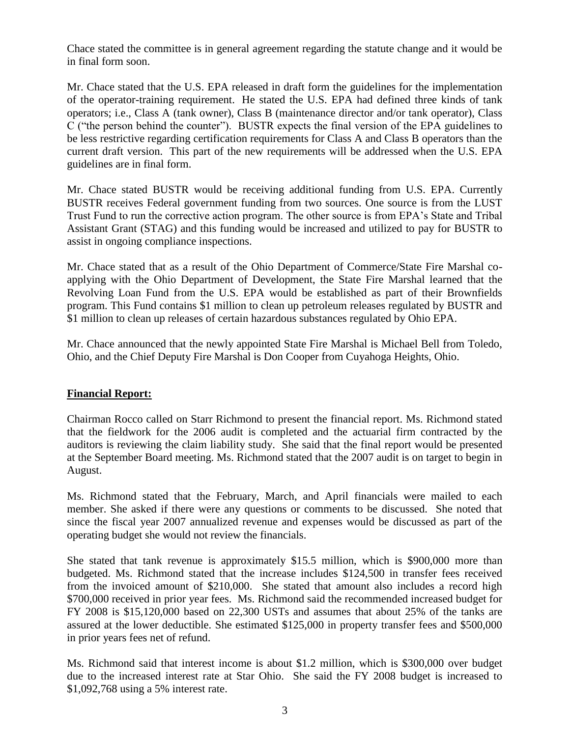Chace stated the committee is in general agreement regarding the statute change and it would be in final form soon.

Mr. Chace stated that the U.S. EPA released in draft form the guidelines for the implementation of the operator-training requirement. He stated the U.S. EPA had defined three kinds of tank operators; i.e., Class A (tank owner), Class B (maintenance director and/or tank operator), Class C ("the person behind the counter"). BUSTR expects the final version of the EPA guidelines to be less restrictive regarding certification requirements for Class A and Class B operators than the current draft version. This part of the new requirements will be addressed when the U.S. EPA guidelines are in final form.

Mr. Chace stated BUSTR would be receiving additional funding from U.S. EPA. Currently BUSTR receives Federal government funding from two sources. One source is from the LUST Trust Fund to run the corrective action program. The other source is from EPA's State and Tribal Assistant Grant (STAG) and this funding would be increased and utilized to pay for BUSTR to assist in ongoing compliance inspections.

Mr. Chace stated that as a result of the Ohio Department of Commerce/State Fire Marshal co-applying with the Ohio Department of Development, the State Fire Marshal learned that the Revolving Loan Fund from the U.S. EPA would be established as part of their Brownfields program. This Fund contains $1 million to clean up petroleum releases regulated by BUSTR and $1 million to clean up releases of certain hazardous substances regulated by Ohio EPA.

Mr. Chace announced that the newly appointed State Fire Marshal is Michael Bell from Toledo, Ohio, and the Chief Deputy Fire Marshal is Don Cooper from Cuyahoga Heights, Ohio.

**Financial Report:**

Chairman Rocco called on Starr Richmond to present the financial report. Ms. Richmond stated that the fieldwork for the 2006 audit is completed and the actuarial firm contracted by the auditors is reviewing the claim liability study. She said that the final report would be presented at the September Board meeting. Ms. Richmond stated that the 2007 audit is on target to begin in August.

Ms. Richmond stated that the February, March, and April financials were mailed to each member. She asked if there were any questions or comments to be discussed. She noted that since the fiscal year 2007 annualized revenue and expenses would be discussed as part of the operating budget she would not review the financials.

She stated that tank revenue is approximately $15.5 million, which is $900,000 more than budgeted. Ms. Richmond stated that the increase includes $124,500 in transfer fees received from the invoiced amount of $210,000. She stated that amount also includes a record high $700,000 received in prior year fees. Ms. Richmond said the recommended increased budget for FY 2008 is $15,120,000 based on 22,300 USTs and assumes that about 25% of the tanks are assured at the lower deductible. She estimated $125,000 in property transfer fees and $500,000 in prior years fees net of refund.

Ms. Richmond said that interest income is about $1.2 million, which is $300,000 over budget due to the increased interest rate at Star Ohio. She said the FY 2008 budget is increased to $1,092,768 using a 5% interest rate.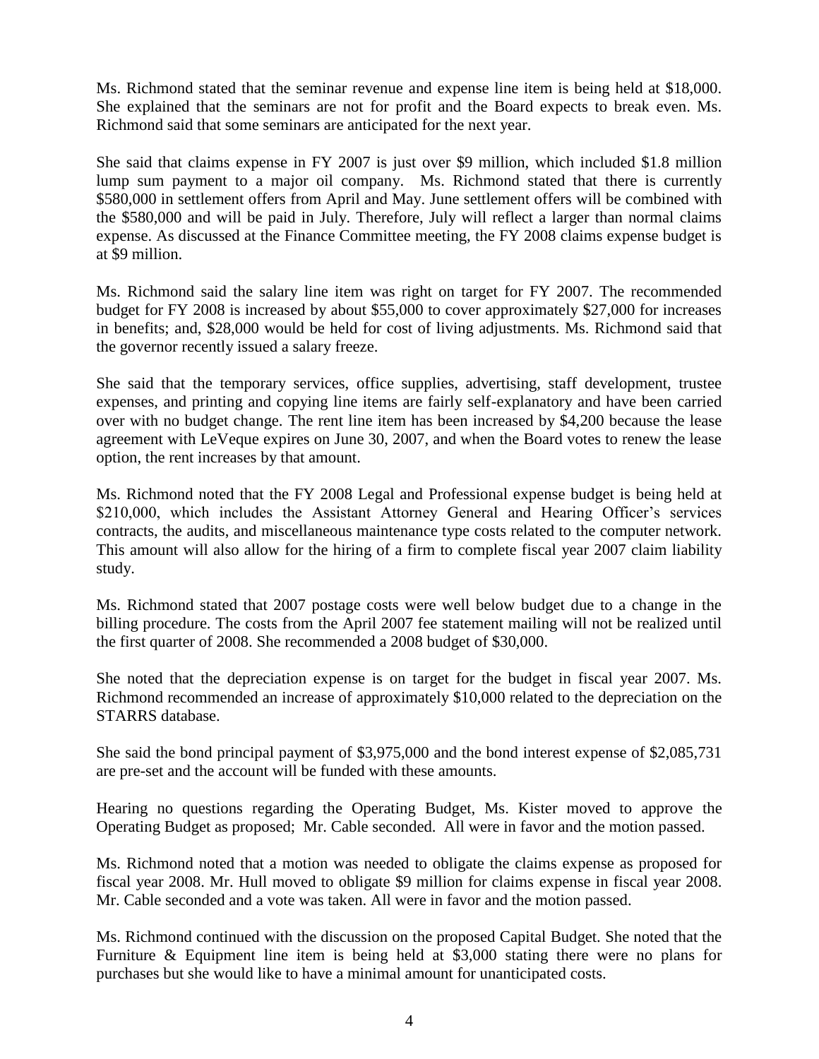Ms. Richmond stated that the seminar revenue and expense line item is being held at $18,000. She explained that the seminars are not for profit and the Board expects to break even. Ms. Richmond said that some seminars are anticipated for the next year.

She said that claims expense in FY 2007 is just over $9 million, which included $1.8 million lump sum payment to a major oil company. Ms. Richmond stated that there is currently $580,000 in settlement offers from April and May. June settlement offers will be combined with the $580,000 and will be paid in July. Therefore, July will reflect a larger than normal claims expense. As discussed at the Finance Committee meeting, the FY 2008 claims expense budget is at $9 million.

Ms. Richmond said the salary line item was right on target for FY 2007. The recommended budget for FY 2008 is increased by about $55,000 to cover approximately $27,000 for increases in benefits; and, $28,000 would be held for cost of living adjustments. Ms. Richmond said that the governor recently issued a salary freeze.

She said that the temporary services, office supplies, advertising, staff development, trustee expenses, and printing and copying line items are fairly self-explanatory and have been carried over with no budget change. The rent line item has been increased by $4,200 because the lease agreement with LeVeque expires on June 30, 2007, and when the Board votes to renew the lease option, the rent increases by that amount.

Ms. Richmond noted that the FY 2008 Legal and Professional expense budget is being held at $210,000, which includes the Assistant Attorney General and Hearing Officer's services contracts, the audits, and miscellaneous maintenance type costs related to the computer network. This amount will also allow for the hiring of a firm to complete fiscal year 2007 claim liability study.

Ms. Richmond stated that 2007 postage costs were well below budget due to a change in the billing procedure. The costs from the April 2007 fee statement mailing will not be realized until the first quarter of 2008. She recommended a 2008 budget of $30,000.

She noted that the depreciation expense is on target for the budget in fiscal year 2007. Ms. Richmond recommended an increase of approximately $10,000 related to the depreciation on the STARRS database.

She said the bond principal payment of $3,975,000 and the bond interest expense of $2,085,731 are pre-set and the account will be funded with these amounts.

Hearing no questions regarding the Operating Budget, Ms. Kister moved to approve the Operating Budget as proposed; Mr. Cable seconded. All were in favor and the motion passed.

Ms. Richmond noted that a motion was needed to obligate the claims expense as proposed for fiscal year 2008. Mr. Hull moved to obligate $9 million for claims expense in fiscal year 2008. Mr. Cable seconded and a vote was taken. All were in favor and the motion passed.

Ms. Richmond continued with the discussion on the proposed Capital Budget. She noted that the Furniture & Equipment line item is being held at $3,000 stating there were no plans for purchases but she would like to have a minimal amount for unanticipated costs.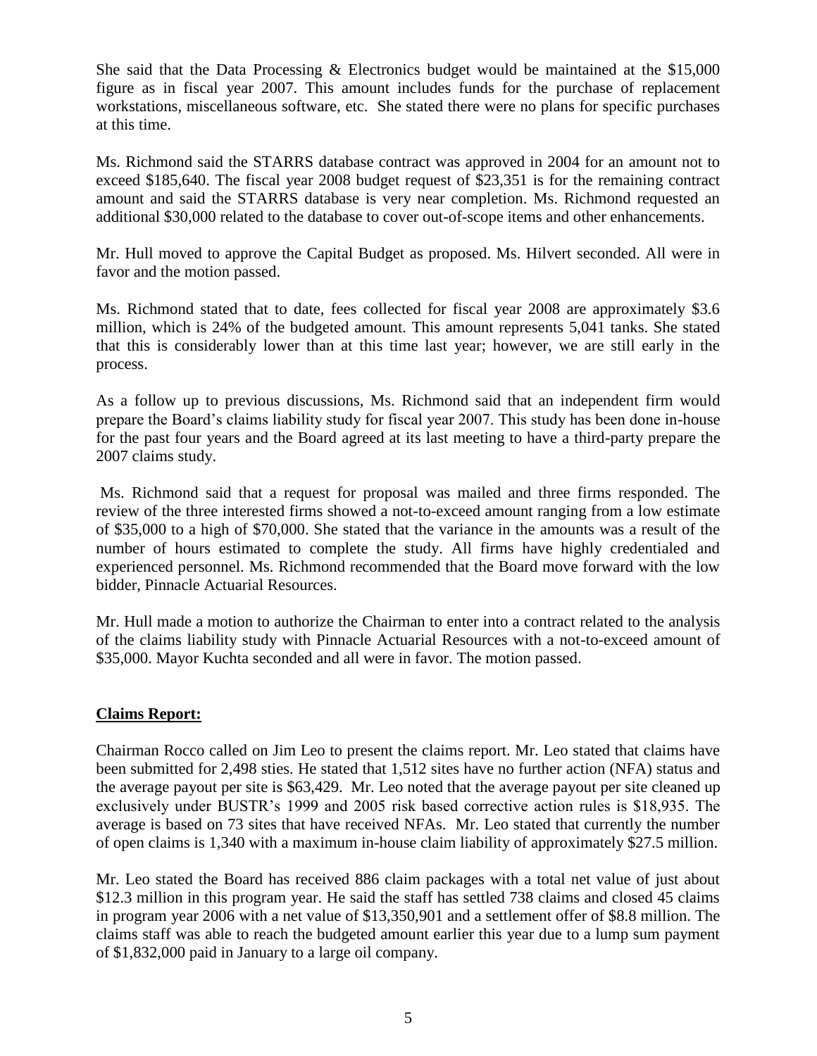She said that the Data Processing & Electronics budget would be maintained at the $15,000 figure as in fiscal year 2007. This amount includes funds for the purchase of replacement workstations, miscellaneous software, etc. She stated there were no plans for specific purchases at this time.

Ms. Richmond said the STARRS database contract was approved in 2004 for an amount not to exceed $185,640. The fiscal year 2008 budget request of $23,351 is for the remaining contract amount and said the STARRS database is very near completion. Ms. Richmond requested an additional $30,000 related to the database to cover out-of-scope items and other enhancements.

Mr. Hull moved to approve the Capital Budget as proposed. Ms. Hilvert seconded. All were in favor and the motion passed.

Ms. Richmond stated that to date, fees collected for fiscal year 2008 are approximately $3.6 million, which is 24% of the budgeted amount. This amount represents 5,041 tanks. She stated that this is considerably lower than at this time last year; however, we are still early in the process.

As a follow up to previous discussions, Ms. Richmond said that an independent firm would prepare the Board's claims liability study for fiscal year 2007. This study has been done in-house for the past four years and the Board agreed at its last meeting to have a third-party prepare the 2007 claims study.

Ms. Richmond said that a request for proposal was mailed and three firms responded. The review of the three interested firms showed a not-to-exceed amount ranging from a low estimate of $35,000 to a high of $70,000. She stated that the variance in the amounts was a result of the number of hours estimated to complete the study. All firms have highly credentialed and experienced personnel. Ms. Richmond recommended that the Board move forward with the low bidder, Pinnacle Actuarial Resources.

Mr. Hull made a motion to authorize the Chairman to enter into a contract related to the analysis of the claims liability study with Pinnacle Actuarial Resources with a not-to-exceed amount of $35,000. Mayor Kuchta seconded and all were in favor. The motion passed.

## Claims Report:

Chairman Rocco called on Jim Leo to present the claims report. Mr. Leo stated that claims have been submitted for 2,498 sties. He stated that 1,512 sites have no further action (NFA) status and the average payout per site is $63,429. Mr. Leo noted that the average payout per site cleaned up exclusively under BUSTR's 1999 and 2005 risk based corrective action rules is $18,935. The average is based on 73 sites that have received NFAs. Mr. Leo stated that currently the number of open claims is 1,340 with a maximum in-house claim liability of approximately $27.5 million.

Mr. Leo stated the Board has received 886 claim packages with a total net value of just about $12.3 million in this program year. He said the staff has settled 738 claims and closed 45 claims in program year 2006 with a net value of $13,350,901 and a settlement offer of $8.8 million. The claims staff was able to reach the budgeted amount earlier this year due to a lump sum payment of $1,832,000 paid in January to a large oil company.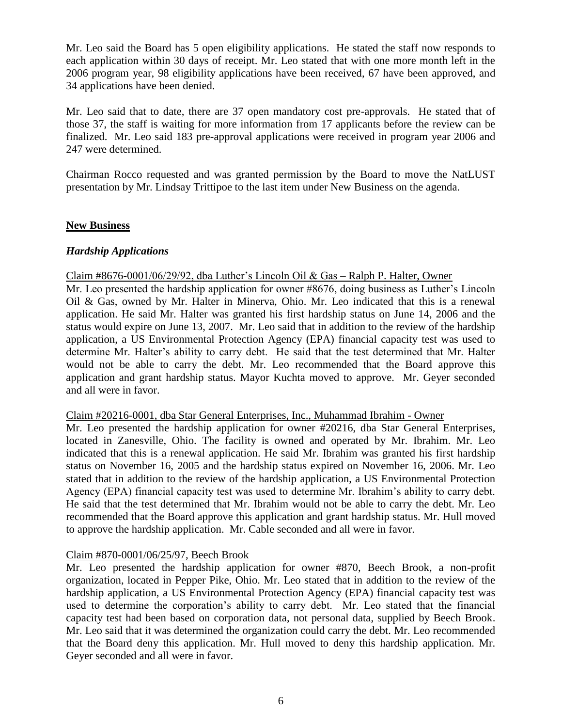Mr. Leo said the Board has 5 open eligibility applications. He stated the staff now responds to each application within 30 days of receipt. Mr. Leo stated that with one more month left in the 2006 program year, 98 eligibility applications have been received, 67 have been approved, and 34 applications have been denied.

Mr. Leo said that to date, there are 37 open mandatory cost pre-approvals. He stated that of those 37, the staff is waiting for more information from 17 applicants before the review can be finalized. Mr. Leo said 183 pre-approval applications were received in program year 2006 and 247 were determined.

Chairman Rocco requested and was granted permission by the Board to move the NatLUST presentation by Mr. Lindsay Trittipoe to the last item under New Business on the agenda.

## **New Business**

### ***Hardship Applications***

Claim #8676-0001/06/29/92, dba Luther's Lincoln Oil & Gas – Ralph P. Halter, Owner

Mr. Leo presented the hardship application for owner #8676, doing business as Luther's Lincoln Oil & Gas, owned by Mr. Halter in Minerva, Ohio. Mr. Leo indicated that this is a renewal application. He said Mr. Halter was granted his first hardship status on June 14, 2006 and the status would expire on June 13, 2007. Mr. Leo said that in addition to the review of the hardship application, a US Environmental Protection Agency (EPA) financial capacity test was used to determine Mr. Halter's ability to carry debt. He said that the test determined that Mr. Halter would not be able to carry the debt. Mr. Leo recommended that the Board approve this application and grant hardship status. Mayor Kuchta moved to approve. Mr. Geyer seconded and all were in favor.

Claim #20216-0001, dba Star General Enterprises, Inc., Muhammad Ibrahim - Owner

Mr. Leo presented the hardship application for owner #20216, dba Star General Enterprises, located in Zanesville, Ohio. The facility is owned and operated by Mr. Ibrahim. Mr. Leo indicated that this is a renewal application. He said Mr. Ibrahim was granted his first hardship status on November 16, 2005 and the hardship status expired on November 16, 2006. Mr. Leo stated that in addition to the review of the hardship application, a US Environmental Protection Agency (EPA) financial capacity test was used to determine Mr. Ibrahim's ability to carry debt. He said that the test determined that Mr. Ibrahim would not be able to carry the debt. Mr. Leo recommended that the Board approve this application and grant hardship status. Mr. Hull moved to approve the hardship application. Mr. Cable seconded and all were in favor.

Claim #870-0001/06/25/97, Beech Brook

Mr. Leo presented the hardship application for owner #870, Beech Brook, a non-profit organization, located in Pepper Pike, Ohio. Mr. Leo stated that in addition to the review of the hardship application, a US Environmental Protection Agency (EPA) financial capacity test was used to determine the corporation's ability to carry debt. Mr. Leo stated that the financial capacity test had been based on corporation data, not personal data, supplied by Beech Brook. Mr. Leo said that it was determined the organization could carry the debt. Mr. Leo recommended that the Board deny this application. Mr. Hull moved to deny this hardship application. Mr. Geyer seconded and all were in favor.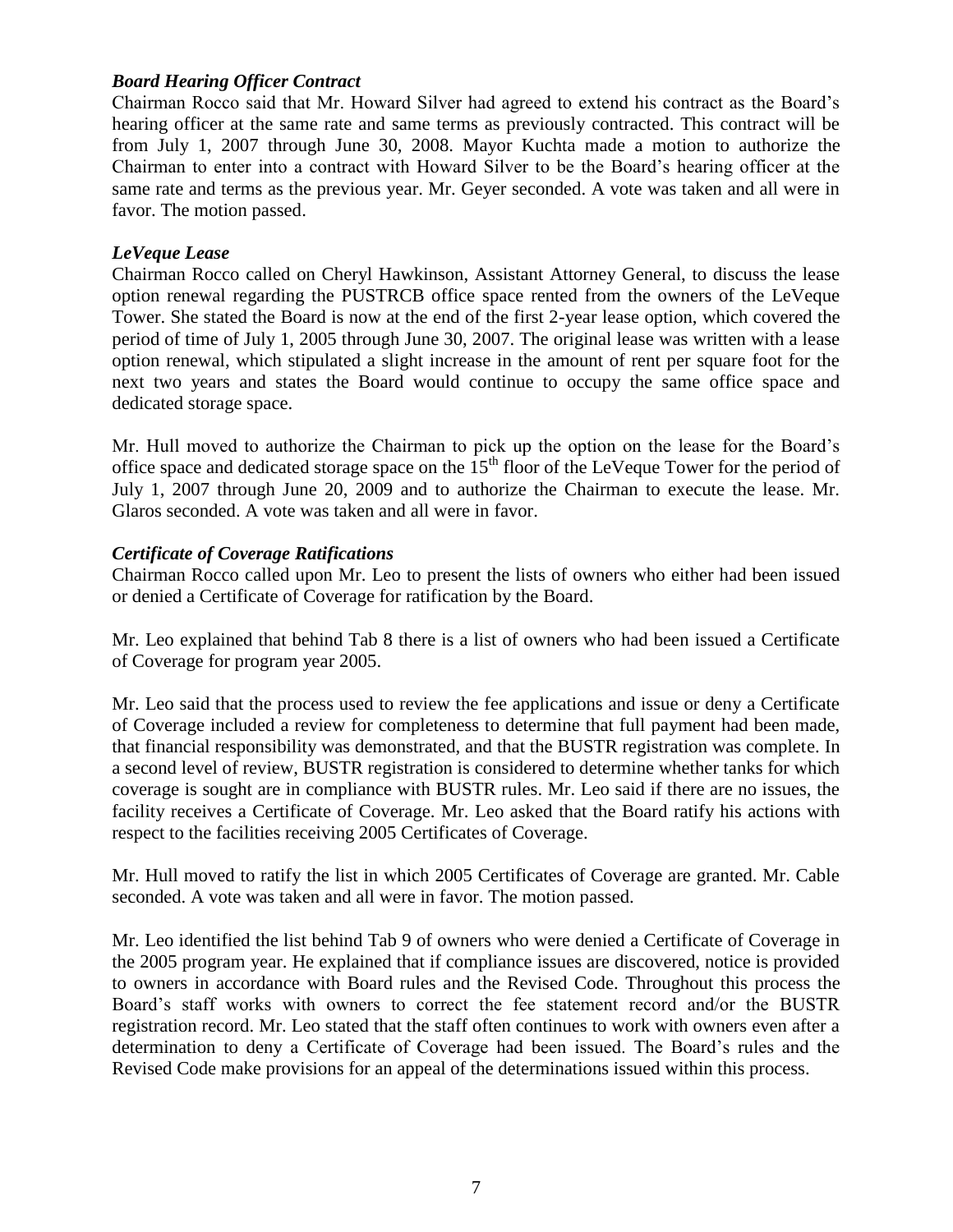***Board Hearing Officer Contract***

Chairman Rocco said that Mr. Howard Silver had agreed to extend his contract as the Board's hearing officer at the same rate and same terms as previously contracted. This contract will be from July 1, 2007 through June 30, 2008. Mayor Kuchta made a motion to authorize the Chairman to enter into a contract with Howard Silver to be the Board's hearing officer at the same rate and terms as the previous year. Mr. Geyer seconded. A vote was taken and all were in favor. The motion passed.

***LeVeque Lease***

Chairman Rocco called on Cheryl Hawkinson, Assistant Attorney General, to discuss the lease option renewal regarding the PUSTRCB office space rented from the owners of the LeVeque Tower. She stated the Board is now at the end of the first 2-year lease option, which covered the period of time of July 1, 2005 through June 30, 2007. The original lease was written with a lease option renewal, which stipulated a slight increase in the amount of rent per square foot for the next two years and states the Board would continue to occupy the same office space and dedicated storage space.

Mr. Hull moved to authorize the Chairman to pick up the option on the lease for the Board's office space and dedicated storage space on the 15th floor of the LeVeque Tower for the period of July 1, 2007 through June 20, 2009 and to authorize the Chairman to execute the lease. Mr. Glaros seconded. A vote was taken and all were in favor.

***Certificate of Coverage Ratifications***

Chairman Rocco called upon Mr. Leo to present the lists of owners who either had been issued or denied a Certificate of Coverage for ratification by the Board.

Mr. Leo explained that behind Tab 8 there is a list of owners who had been issued a Certificate of Coverage for program year 2005.

Mr. Leo said that the process used to review the fee applications and issue or deny a Certificate of Coverage included a review for completeness to determine that full payment had been made, that financial responsibility was demonstrated, and that the BUSTR registration was complete. In a second level of review, BUSTR registration is considered to determine whether tanks for which coverage is sought are in compliance with BUSTR rules. Mr. Leo said if there are no issues, the facility receives a Certificate of Coverage. Mr. Leo asked that the Board ratify his actions with respect to the facilities receiving 2005 Certificates of Coverage.

Mr. Hull moved to ratify the list in which 2005 Certificates of Coverage are granted. Mr. Cable seconded. A vote was taken and all were in favor. The motion passed.

Mr. Leo identified the list behind Tab 9 of owners who were denied a Certificate of Coverage in the 2005 program year. He explained that if compliance issues are discovered, notice is provided to owners in accordance with Board rules and the Revised Code. Throughout this process the Board's staff works with owners to correct the fee statement record and/or the BUSTR registration record. Mr. Leo stated that the staff often continues to work with owners even after a determination to deny a Certificate of Coverage had been issued. The Board's rules and the Revised Code make provisions for an appeal of the determinations issued within this process.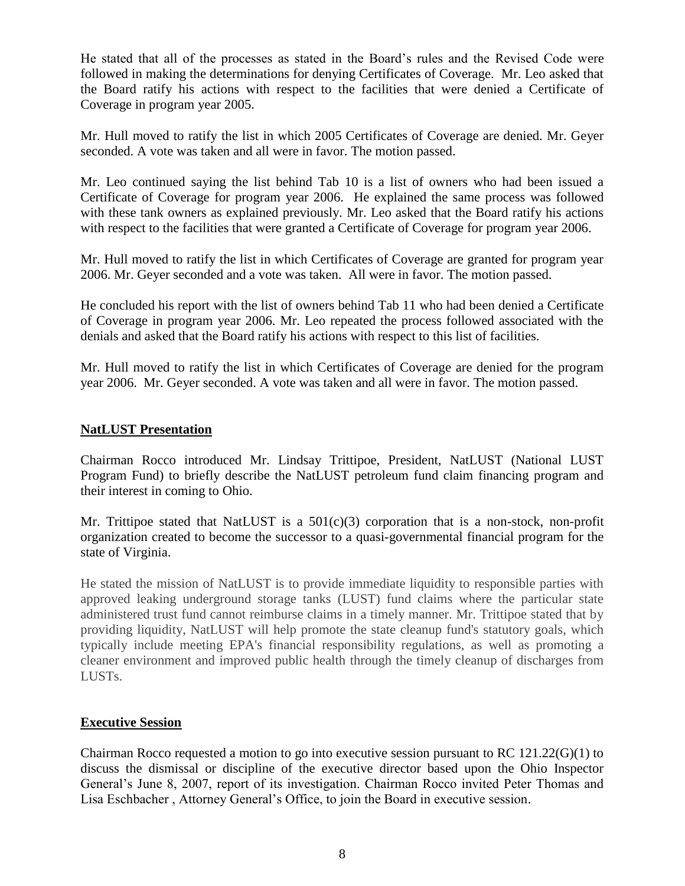He stated that all of the processes as stated in the Board's rules and the Revised Code were followed in making the determinations for denying Certificates of Coverage. Mr. Leo asked that the Board ratify his actions with respect to the facilities that were denied a Certificate of Coverage in program year 2005.

Mr. Hull moved to ratify the list in which 2005 Certificates of Coverage are denied. Mr. Geyer seconded. A vote was taken and all were in favor. The motion passed.

Mr. Leo continued saying the list behind Tab 10 is a list of owners who had been issued a Certificate of Coverage for program year 2006. He explained the same process was followed with these tank owners as explained previously. Mr. Leo asked that the Board ratify his actions with respect to the facilities that were granted a Certificate of Coverage for program year 2006.

Mr. Hull moved to ratify the list in which Certificates of Coverage are granted for program year 2006. Mr. Geyer seconded and a vote was taken. All were in favor. The motion passed.

He concluded his report with the list of owners behind Tab 11 who had been denied a Certificate of Coverage in program year 2006. Mr. Leo repeated the process followed associated with the denials and asked that the Board ratify his actions with respect to this list of facilities.

Mr. Hull moved to ratify the list in which Certificates of Coverage are denied for the program year 2006. Mr. Geyer seconded. A vote was taken and all were in favor. The motion passed.

## NatLUST Presentation

Chairman Rocco introduced Mr. Lindsay Trittipoe, President, NatLUST (National LUST Program Fund) to briefly describe the NatLUST petroleum fund claim financing program and their interest in coming to Ohio.

Mr. Trittipoe stated that NatLUST is a 501(c)(3) corporation that is a non-stock, non-profit organization created to become the successor to a quasi-governmental financial program for the state of Virginia.

He stated the mission of NatLUST is to provide immediate liquidity to responsible parties with approved leaking underground storage tanks (LUST) fund claims where the particular state administered trust fund cannot reimburse claims in a timely manner. Mr. Trittipoe stated that by providing liquidity, NatLUST will help promote the state cleanup fund's statutory goals, which typically include meeting EPA's financial responsibility regulations, as well as promoting a cleaner environment and improved public health through the timely cleanup of discharges from LUSTs.

## Executive Session

Chairman Rocco requested a motion to go into executive session pursuant to RC 121.22(G)(1) to discuss the dismissal or discipline of the executive director based upon the Ohio Inspector General's June 8, 2007, report of its investigation. Chairman Rocco invited Peter Thomas and Lisa Eschbacher , Attorney General's Office, to join the Board in executive session.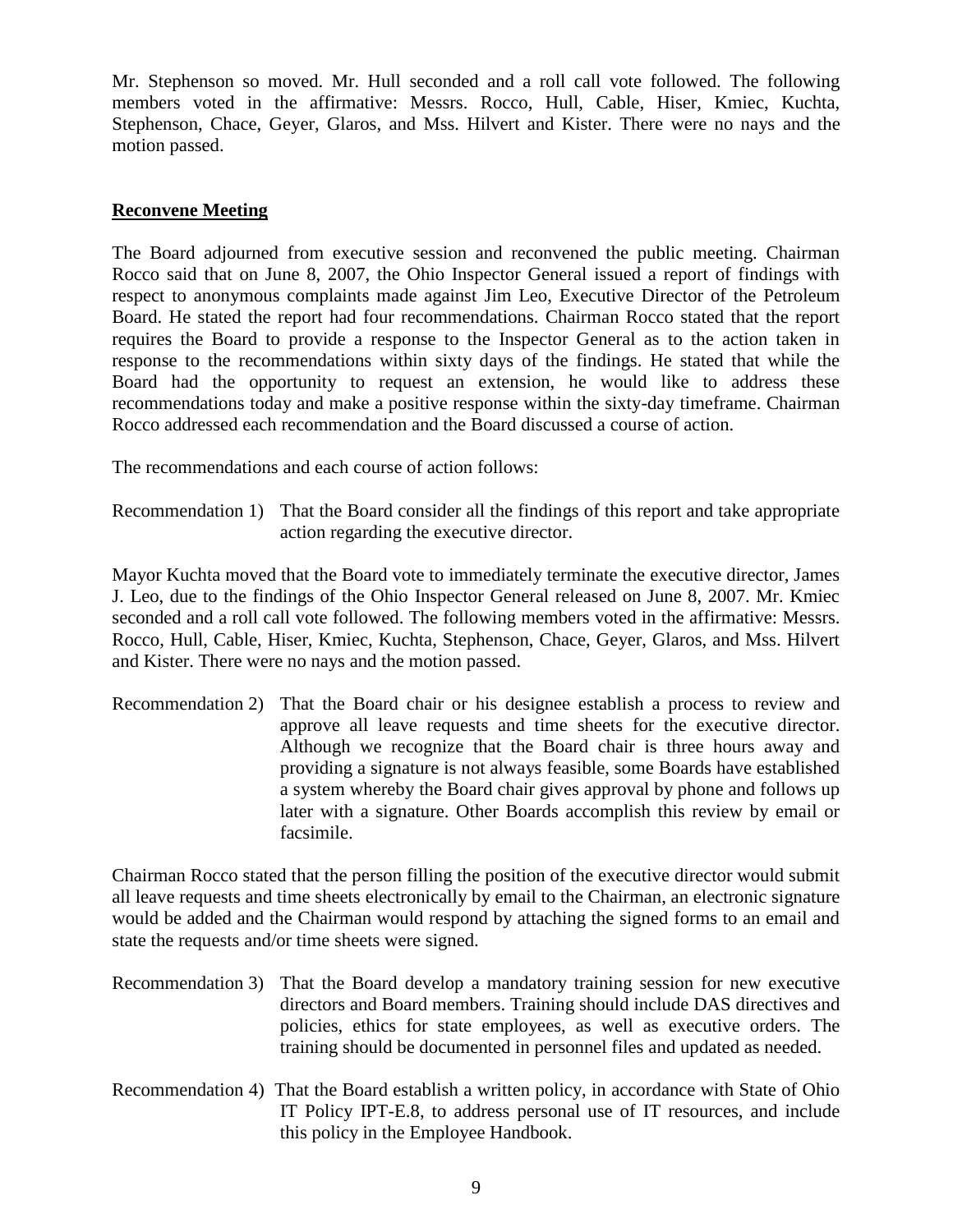Mr. Stephenson so moved. Mr. Hull seconded and a roll call vote followed. The following members voted in the affirmative: Messrs. Rocco, Hull, Cable, Hiser, Kmiec, Kuchta, Stephenson, Chace, Geyer, Glaros, and Mss. Hilvert and Kister. There were no nays and the motion passed.

**Reconvene Meeting**

The Board adjourned from executive session and reconvened the public meeting. Chairman Rocco said that on June 8, 2007, the Ohio Inspector General issued a report of findings with respect to anonymous complaints made against Jim Leo, Executive Director of the Petroleum Board. He stated the report had four recommendations. Chairman Rocco stated that the report requires the Board to provide a response to the Inspector General as to the action taken in response to the recommendations within sixty days of the findings. He stated that while the Board had the opportunity to request an extension, he would like to address these recommendations today and make a positive response within the sixty-day timeframe. Chairman Rocco addressed each recommendation and the Board discussed a course of action.

The recommendations and each course of action follows:

Recommendation 1) That the Board consider all the findings of this report and take appropriate action regarding the executive director.

Mayor Kuchta moved that the Board vote to immediately terminate the executive director, James J. Leo, due to the findings of the Ohio Inspector General released on June 8, 2007. Mr. Kmiec seconded and a roll call vote followed. The following members voted in the affirmative: Messrs. Rocco, Hull, Cable, Hiser, Kmiec, Kuchta, Stephenson, Chace, Geyer, Glaros, and Mss. Hilvert and Kister. There were no nays and the motion passed.

Recommendation 2) That the Board chair or his designee establish a process to review and approve all leave requests and time sheets for the executive director. Although we recognize that the Board chair is three hours away and providing a signature is not always feasible, some Boards have established a system whereby the Board chair gives approval by phone and follows up later with a signature. Other Boards accomplish this review by email or facsimile.

Chairman Rocco stated that the person filling the position of the executive director would submit all leave requests and time sheets electronically by email to the Chairman, an electronic signature would be added and the Chairman would respond by attaching the signed forms to an email and state the requests and/or time sheets were signed.

Recommendation 3) That the Board develop a mandatory training session for new executive directors and Board members. Training should include DAS directives and policies, ethics for state employees, as well as executive orders. The training should be documented in personnel files and updated as needed.

Recommendation 4) That the Board establish a written policy, in accordance with State of Ohio IT Policy IPT-E.8, to address personal use of IT resources, and include this policy in the Employee Handbook.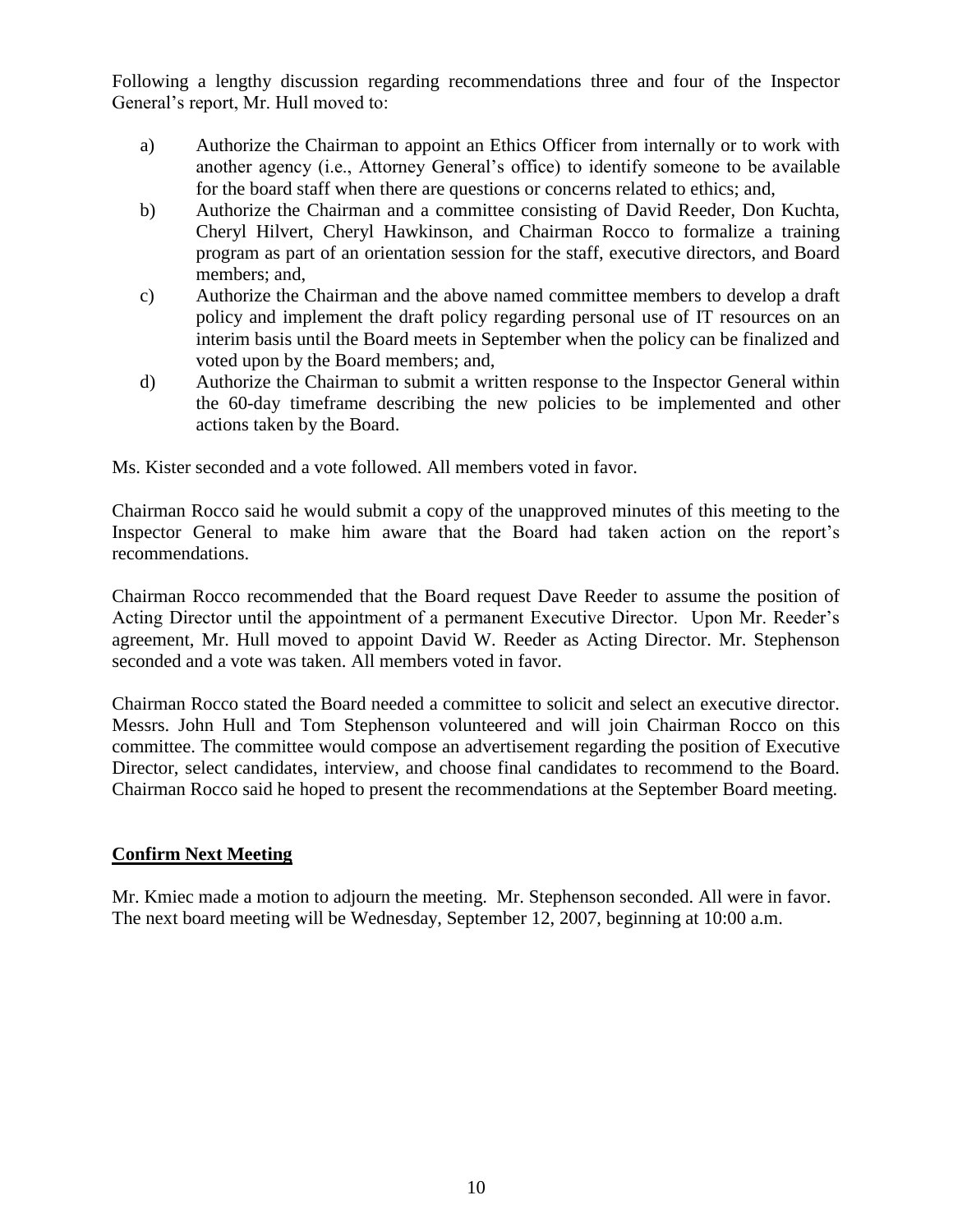Following a lengthy discussion regarding recommendations three and four of the Inspector General's report, Mr. Hull moved to:

a) Authorize the Chairman to appoint an Ethics Officer from internally or to work with another agency (i.e., Attorney General's office) to identify someone to be available for the board staff when there are questions or concerns related to ethics; and,

b) Authorize the Chairman and a committee consisting of David Reeder, Don Kuchta, Cheryl Hilvert, Cheryl Hawkinson, and Chairman Rocco to formalize a training program as part of an orientation session for the staff, executive directors, and Board members; and,

c) Authorize the Chairman and the above named committee members to develop a draft policy and implement the draft policy regarding personal use of IT resources on an interim basis until the Board meets in September when the policy can be finalized and voted upon by the Board members; and,

d) Authorize the Chairman to submit a written response to the Inspector General within the 60-day timeframe describing the new policies to be implemented and other actions taken by the Board.

Ms. Kister seconded and a vote followed. All members voted in favor.

Chairman Rocco said he would submit a copy of the unapproved minutes of this meeting to the Inspector General to make him aware that the Board had taken action on the report's recommendations.

Chairman Rocco recommended that the Board request Dave Reeder to assume the position of Acting Director until the appointment of a permanent Executive Director. Upon Mr. Reeder's agreement, Mr. Hull moved to appoint David W. Reeder as Acting Director. Mr. Stephenson seconded and a vote was taken. All members voted in favor.

Chairman Rocco stated the Board needed a committee to solicit and select an executive director. Messrs. John Hull and Tom Stephenson volunteered and will join Chairman Rocco on this committee. The committee would compose an advertisement regarding the position of Executive Director, select candidates, interview, and choose final candidates to recommend to the Board. Chairman Rocco said he hoped to present the recommendations at the September Board meeting.

## Confirm Next Meeting

Mr. Kmiec made a motion to adjourn the meeting. Mr. Stephenson seconded. All were in favor. The next board meeting will be Wednesday, September 12, 2007, beginning at 10:00 a.m.